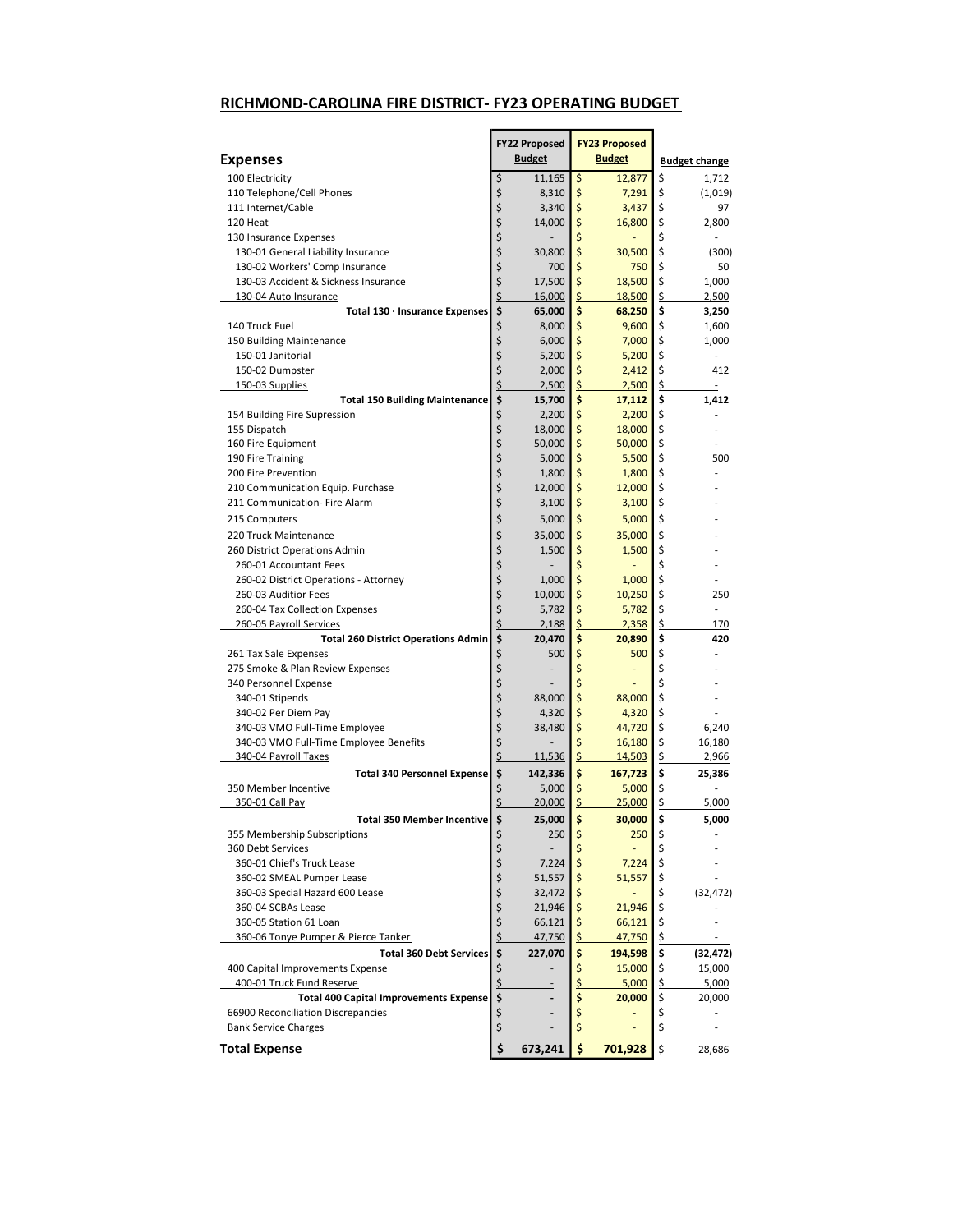## RICHMOND-CAROLINA FIRE DISTRICT- FY23 OPERATING BUDGET

| Expenses | FY22 Proposed Budget | FY23 Proposed Budget | Budget change |
|---|---|---|---|
| 100 Electricity | $ 11,165 | $ 12,877 | $ 1,712 |
| 110 Telephone/Cell Phones | $ 8,310 | $ 7,291 | $ (1,019) |
| 111 Internet/Cable | $ 3,340 | $ 3,437 | $ 97 |
| 120 Heat | $ 14,000 | $ 16,800 | $ 2,800 |
| 130 Insurance Expenses | $ - | $ - | $ - |
| 130-01 General Liability Insurance | $ 30,800 | $ 30,500 | $ (300) |
| 130-02 Workers' Comp Insurance | $ 700 | $ 750 | $ 50 |
| 130-03 Accident & Sickness Insurance | $ 17,500 | $ 18,500 | $ 1,000 |
| 130-04 Auto Insurance | $ 16,000 | $ 18,500 | $ 2,500 |
| **Total 130 · Insurance Expenses** | **$ 65,000** | **$ 68,250** | **$ 3,250** |
| 140 Truck Fuel | $ 8,000 | $ 9,600 | $ 1,600 |
| 150 Building Maintenance | $ 6,000 | $ 7,000 | $ 1,000 |
| 150-01 Janitorial | $ 5,200 | $ 5,200 | $ - |
| 150-02 Dumpster | $ 2,000 | $ 2,412 | $ 412 |
| 150-03 Supplies | $ 2,500 | $ 2,500 | $ - |
| **Total 150 Building Maintenance** | **$ 15,700** | **$ 17,112** | **$ 1,412** |
| 154 Building Fire Supression | $ 2,200 | $ 2,200 | $ - |
| 155 Dispatch | $ 18,000 | $ 18,000 | $ - |
| 160 Fire Equipment | $ 50,000 | $ 50,000 | $ - |
| 190 Fire Training | $ 5,000 | $ 5,500 | $ 500 |
| 200 Fire Prevention | $ 1,800 | $ 1,800 | $ - |
| 210 Communication Equip. Purchase | $ 12,000 | $ 12,000 | $ - |
| 211 Communication- Fire Alarm | $ 3,100 | $ 3,100 | $ - |
| 215 Computers | $ 5,000 | $ 5,000 | $ - |
| 220 Truck Maintenance | $ 35,000 | $ 35,000 | $ - |
| 260 District Operations Admin | $ 1,500 | $ 1,500 | $ - |
| 260-01 Accountant Fees | $ - | $ - | $ - |
| 260-02 District Operations - Attorney | $ 1,000 | $ 1,000 | $ - |
| 260-03 Auditior Fees | $ 10,000 | $ 10,250 | $ 250 |
| 260-04 Tax Collection Expenses | $ 5,782 | $ 5,782 | $ - |
| 260-05 Payroll Services | $ 2,188 | $ 2,358 | $ 170 |
| **Total 260 District Operations Admin** | **$ 20,470** | **$ 20,890** | **$ 420** |
| 261 Tax Sale Expenses | $ 500 | $ 500 | $ - |
| 275 Smoke & Plan Review Expenses | $ - | $ - | $ - |
| 340 Personnel Expense | $ - | $ - | $ - |
| 340-01 Stipends | $ 88,000 | $ 88,000 | $ - |
| 340-02 Per Diem Pay | $ 4,320 | $ 4,320 | $ - |
| 340-03 VMO Full-Time Employee | $ 38,480 | $ 44,720 | $ 6,240 |
| 340-03 VMO Full-Time Employee Benefits | $ - | $ 16,180 | $ 16,180 |
| 340-04 Payroll Taxes | $ 11,536 | $ 14,503 | $ 2,966 |
| **Total 340 Personnel Expense** | **$ 142,336** | **$ 167,723** | **$ 25,386** |
| 350 Member Incentive | $ 5,000 | $ 5,000 | $ - |
| 350-01 Call Pay | $ 20,000 | $ 25,000 | $ 5,000 |
| **Total 350 Member Incentive** | **$ 25,000** | **$ 30,000** | **$ 5,000** |
| 355 Membership Subscriptions | $ 250 | $ 250 | $ - |
| 360 Debt Services | $ - | $ - | $ - |
| 360-01 Chief's Truck Lease | $ 7,224 | $ 7,224 | $ - |
| 360-02 SMEAL Pumper Lease | $ 51,557 | $ 51,557 | $ - |
| 360-03 Special Hazard 600 Lease | $ 32,472 | $ - | $ (32,472) |
| 360-04 SCBAs Lease | $ 21,946 | $ 21,946 | $ - |
| 360-05 Station 61 Loan | $ 66,121 | $ 66,121 | $ - |
| 360-06 Tonye Pumper & Pierce Tanker | $ 47,750 | $ 47,750 | $ - |
| **Total 360 Debt Services** | **$ 227,070** | **$ 194,598** | **$ (32,472)** |
| 400 Capital Improvements Expense | $ - | $ 15,000 | $ 15,000 |
| 400-01 Truck Fund Reserve | $ - | $ 5,000 | $ 5,000 |
| **Total 400 Capital Improvements Expense** | **$ -** | **$ 20,000** | $ 20,000 |
| 66900 Reconciliation Discrepancies | $ - | $ - | $ - |
| Bank Service Charges | $ - | $ - | $ - |
| **Total Expense** | **$ 673,241** | **$ 701,928** | $ 28,686 |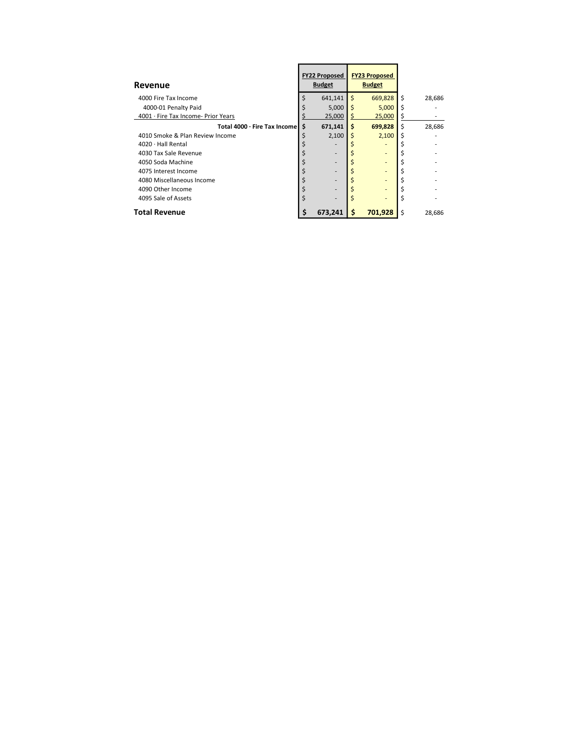| Revenue | FY22 Proposed Budget | FY23 Proposed Budget | |
|---|---|---|---|
| 4000 Fire Tax Income | $ 641,141 | $ 669,828 | $ 28,686 |
| 4000-01 Penalty Paid | $ 5,000 | $ 5,000 | $ - |
| 4001 · Fire Tax Income- Prior Years | $ 25,000 | $ 25,000 | $ - |
| **Total 4000 · Fire Tax Income** | **$ 671,141** | **$ 699,828** | $ 28,686 |
| 4010 Smoke & Plan Review Income | $ 2,100 | $ 2,100 | $ - |
| 4020 · Hall Rental | $ - | $ - | $ - |
| 4030 Tax Sale Revenue | $ - | $ - | $ - |
| 4050 Soda Machine | $ - | $ - | $ - |
| 4075 Interest Income | $ - | $ - | $ - |
| 4080 Miscellaneous Income | $ - | $ - | $ - |
| 4090 Other Income | $ - | $ - | $ - |
| 4095 Sale of Assets | $ - | $ - | $ - |
| **Total Revenue** | **$ 673,241** | **$ 701,928** | $ 28,686 |